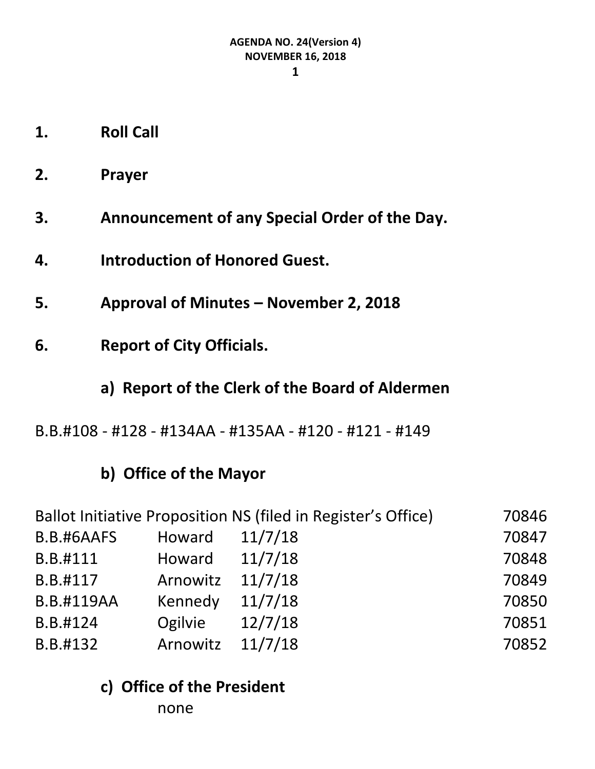**AGENDA NO. 24(Version 4)**
**NOVEMBER 16, 2018**

1. **Roll Call**

2. **Prayer**

3. **Announcement of any Special Order of the Day.**

4. **Introduction of Honored Guest.**

5. **Approval of Minutes – November 2, 2018**

6. **Report of City Officials.**

### a) Report of the Clerk of the Board of Aldermen

B.B.#108 - #128 - #134AA - #135AA - #120 - #121 - #149

### b) Office of the Mayor

| | | | |
|---|---|---|---|
| Ballot Initiative Proposition NS (filed in Register's Office) | | | 70846 |
| B.B.#6AAFS | Howard | 11/7/18 | 70847 |
| B.B.#111 | Howard | 11/7/18 | 70848 |
| B.B.#117 | Arnowitz | 11/7/18 | 70849 |
| B.B.#119AA | Kennedy | 11/7/18 | 70850 |
| B.B.#124 | Ogilvie | 12/7/18 | 70851 |
| B.B.#132 | Arnowitz | 11/7/18 | 70852 |

### c) Office of the President

none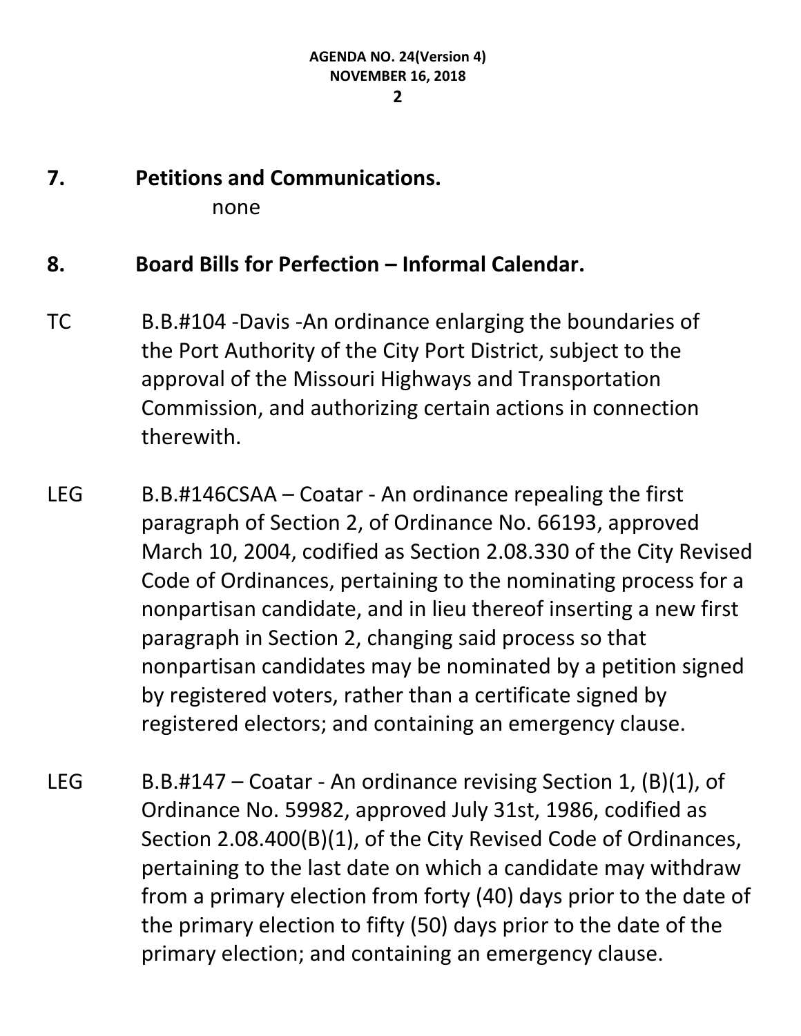## 7. Petitions and Communications.

none

## 8. Board Bills for Perfection – Informal Calendar.

TC B.B.#104 -Davis -An ordinance enlarging the boundaries of the Port Authority of the City Port District, subject to the approval of the Missouri Highways and Transportation Commission, and authorizing certain actions in connection therewith.

LEG B.B.#146CSAA – Coatar - An ordinance repealing the first paragraph of Section 2, of Ordinance No. 66193, approved March 10, 2004, codified as Section 2.08.330 of the City Revised Code of Ordinances, pertaining to the nominating process for a nonpartisan candidate, and in lieu thereof inserting a new first paragraph in Section 2, changing said process so that nonpartisan candidates may be nominated by a petition signed by registered voters, rather than a certificate signed by registered electors; and containing an emergency clause.

LEG B.B.#147 – Coatar - An ordinance revising Section 1, (B)(1), of Ordinance No. 59982, approved July 31st, 1986, codified as Section 2.08.400(B)(1), of the City Revised Code of Ordinances, pertaining to the last date on which a candidate may withdraw from a primary election from forty (40) days prior to the date of the primary election to fifty (50) days prior to the date of the primary election; and containing an emergency clause.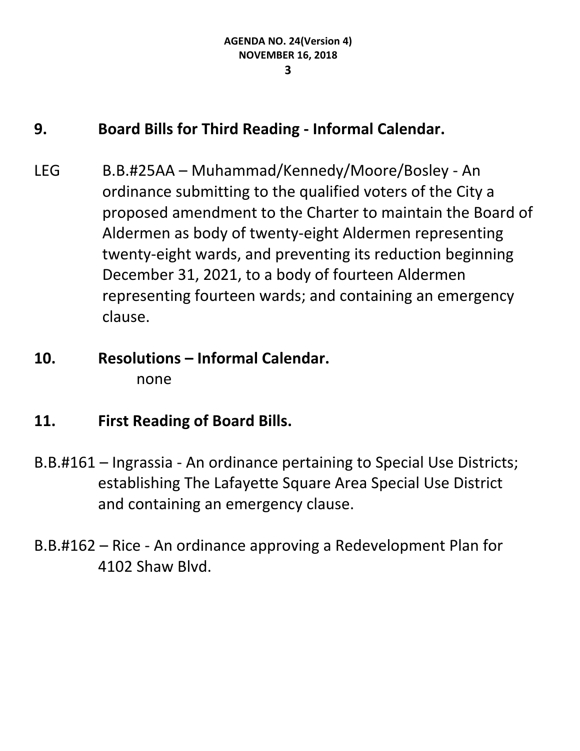## 9. Board Bills for Third Reading - Informal Calendar.

LEG B.B.#25AA – Muhammad/Kennedy/Moore/Bosley - An ordinance submitting to the qualified voters of the City a proposed amendment to the Charter to maintain the Board of Aldermen as body of twenty-eight Aldermen representing twenty-eight wards, and preventing its reduction beginning December 31, 2021, to a body of fourteen Aldermen representing fourteen wards; and containing an emergency clause.

## 10. Resolutions – Informal Calendar.

none

## 11. First Reading of Board Bills.

B.B.#161 – Ingrassia - An ordinance pertaining to Special Use Districts; establishing The Lafayette Square Area Special Use District and containing an emergency clause.

B.B.#162 – Rice - An ordinance approving a Redevelopment Plan for 4102 Shaw Blvd.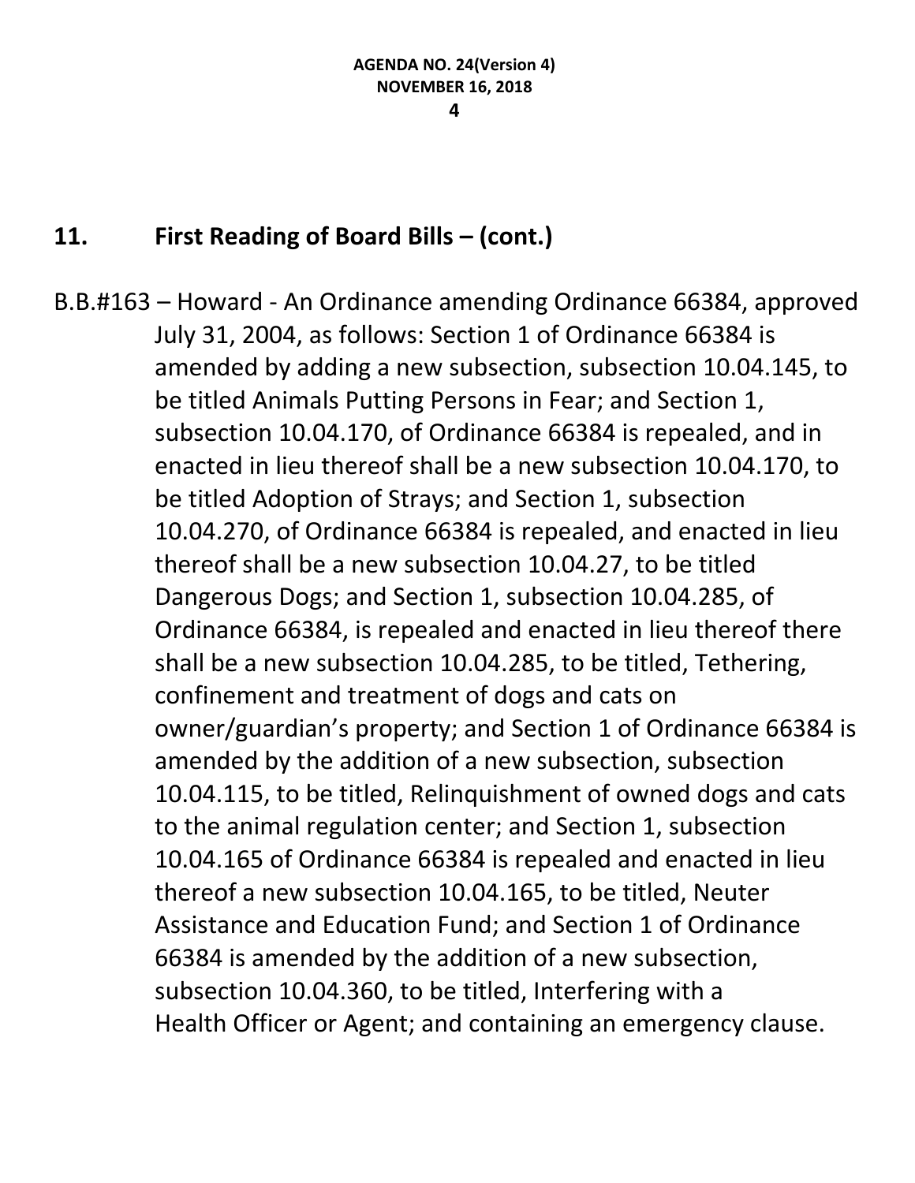## 11. First Reading of Board Bills – (cont.)

B.B.#163 – Howard - An Ordinance amending Ordinance 66384, approved July 31, 2004, as follows: Section 1 of Ordinance 66384 is amended by adding a new subsection, subsection 10.04.145, to be titled Animals Putting Persons in Fear; and Section 1, subsection 10.04.170, of Ordinance 66384 is repealed, and in enacted in lieu thereof shall be a new subsection 10.04.170, to be titled Adoption of Strays; and Section 1, subsection 10.04.270, of Ordinance 66384 is repealed, and enacted in lieu thereof shall be a new subsection 10.04.27, to be titled Dangerous Dogs; and Section 1, subsection 10.04.285, of Ordinance 66384, is repealed and enacted in lieu thereof there shall be a new subsection 10.04.285, to be titled, Tethering, confinement and treatment of dogs and cats on owner/guardian's property; and Section 1 of Ordinance 66384 is amended by the addition of a new subsection, subsection 10.04.115, to be titled, Relinquishment of owned dogs and cats to the animal regulation center; and Section 1, subsection 10.04.165 of Ordinance 66384 is repealed and enacted in lieu thereof a new subsection 10.04.165, to be titled, Neuter Assistance and Education Fund; and Section 1 of Ordinance 66384 is amended by the addition of a new subsection, subsection 10.04.360, to be titled, Interfering with a Health Officer or Agent; and containing an emergency clause.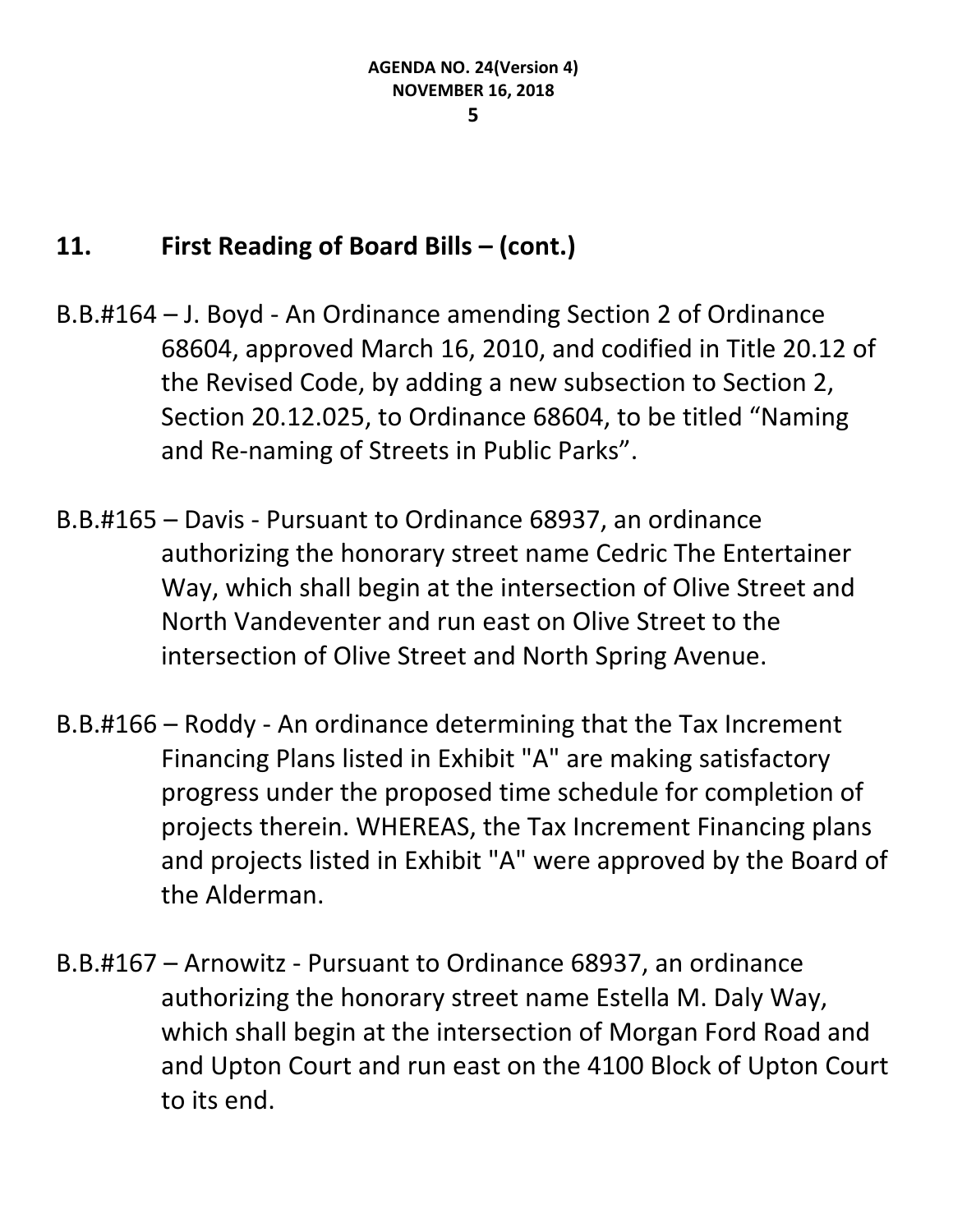## 11. First Reading of Board Bills – (cont.)

B.B.#164 – J. Boyd - An Ordinance amending Section 2 of Ordinance 68604, approved March 16, 2010, and codified in Title 20.12 of the Revised Code, by adding a new subsection to Section 2, Section 20.12.025, to Ordinance 68604, to be titled "Naming and Re-naming of Streets in Public Parks".

B.B.#165 – Davis - Pursuant to Ordinance 68937, an ordinance authorizing the honorary street name Cedric The Entertainer Way, which shall begin at the intersection of Olive Street and North Vandeventer and run east on Olive Street to the intersection of Olive Street and North Spring Avenue.

B.B.#166 – Roddy - An ordinance determining that the Tax Increment Financing Plans listed in Exhibit "A" are making satisfactory progress under the proposed time schedule for completion of projects therein. WHEREAS, the Tax Increment Financing plans and projects listed in Exhibit "A" were approved by the Board of the Alderman.

B.B.#167 – Arnowitz - Pursuant to Ordinance 68937, an ordinance authorizing the honorary street name Estella M. Daly Way, which shall begin at the intersection of Morgan Ford Road and and Upton Court and run east on the 4100 Block of Upton Court to its end.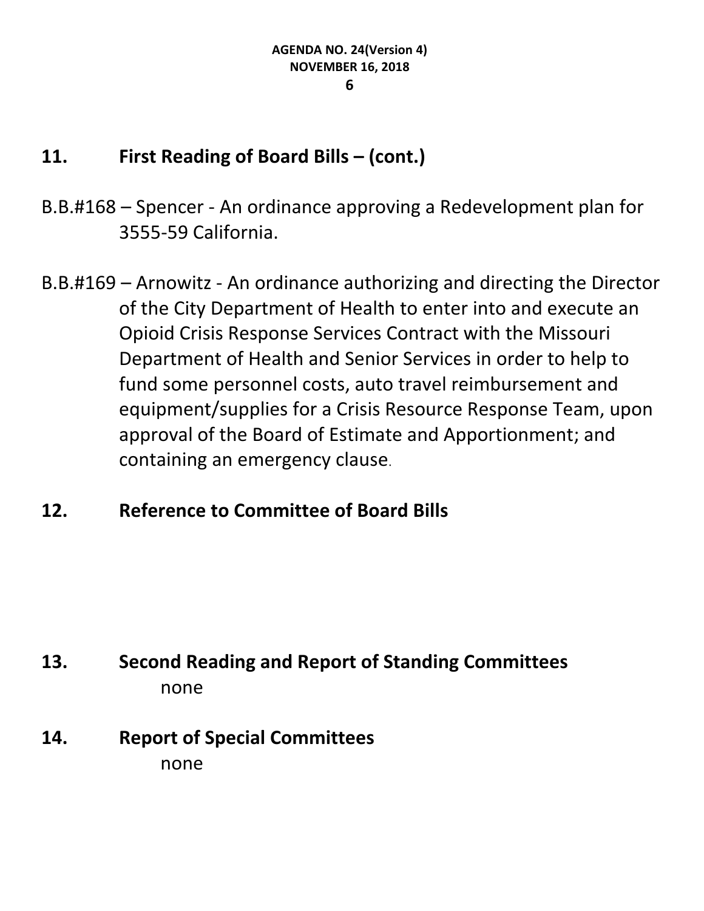## 11. First Reading of Board Bills – (cont.)

B.B.#168 – Spencer - An ordinance approving a Redevelopment plan for 3555-59 California.

B.B.#169 – Arnowitz - An ordinance authorizing and directing the Director of the City Department of Health to enter into and execute an Opioid Crisis Response Services Contract with the Missouri Department of Health and Senior Services in order to help to fund some personnel costs, auto travel reimbursement and equipment/supplies for a Crisis Resource Response Team, upon approval of the Board of Estimate and Apportionment; and containing an emergency clause.

## 12. Reference to Committee of Board Bills

## 13. Second Reading and Report of Standing Committees

none

## 14. Report of Special Committees

none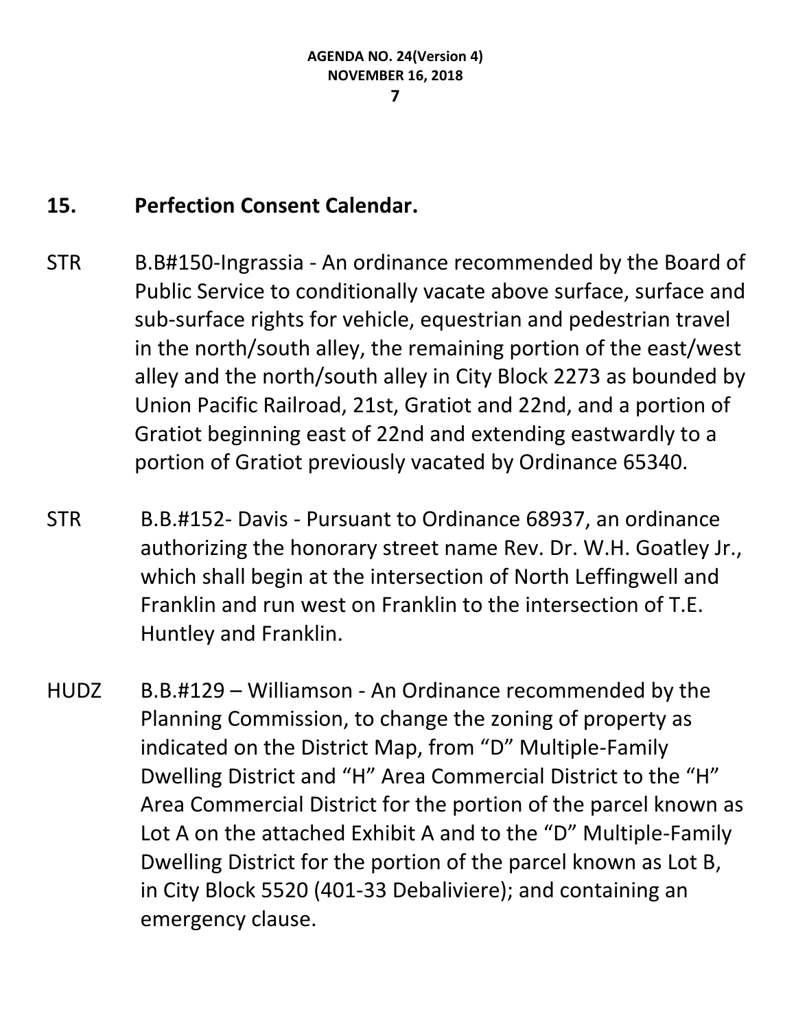## 15. Perfection Consent Calendar.

STR B.B#150-Ingrassia - An ordinance recommended by the Board of Public Service to conditionally vacate above surface, surface and sub-surface rights for vehicle, equestrian and pedestrian travel in the north/south alley, the remaining portion of the east/west alley and the north/south alley in City Block 2273 as bounded by Union Pacific Railroad, 21st, Gratiot and 22nd, and a portion of Gratiot beginning east of 22nd and extending eastwardly to a portion of Gratiot previously vacated by Ordinance 65340.

STR B.B.#152- Davis - Pursuant to Ordinance 68937, an ordinance authorizing the honorary street name Rev. Dr. W.H. Goatley Jr., which shall begin at the intersection of North Leffingwell and Franklin and run west on Franklin to the intersection of T.E. Huntley and Franklin.

HUDZ B.B.#129 – Williamson - An Ordinance recommended by the Planning Commission, to change the zoning of property as indicated on the District Map, from "D" Multiple-Family Dwelling District and "H" Area Commercial District to the "H" Area Commercial District for the portion of the parcel known as Lot A on the attached Exhibit A and to the "D" Multiple-Family Dwelling District for the portion of the parcel known as Lot B, in City Block 5520 (401-33 Debaliviere); and containing an emergency clause.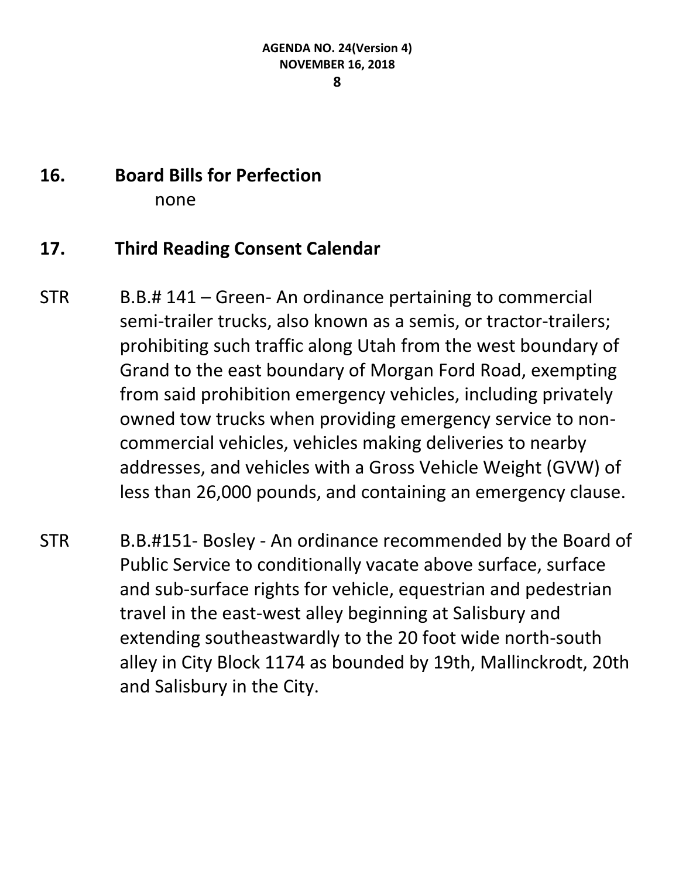## 16. Board Bills for Perfection

none

## 17. Third Reading Consent Calendar

STR B.B.# 141 – Green- An ordinance pertaining to commercial semi-trailer trucks, also known as a semis, or tractor-trailers; prohibiting such traffic along Utah from the west boundary of Grand to the east boundary of Morgan Ford Road, exempting from said prohibition emergency vehicles, including privately owned tow trucks when providing emergency service to non-commercial vehicles, vehicles making deliveries to nearby addresses, and vehicles with a Gross Vehicle Weight (GVW) of less than 26,000 pounds, and containing an emergency clause.

STR B.B.#151- Bosley - An ordinance recommended by the Board of Public Service to conditionally vacate above surface, surface and sub-surface rights for vehicle, equestrian and pedestrian travel in the east-west alley beginning at Salisbury and extending southeastwardly to the 20 foot wide north-south alley in City Block 1174 as bounded by 19th, Mallinckrodt, 20th and Salisbury in the City.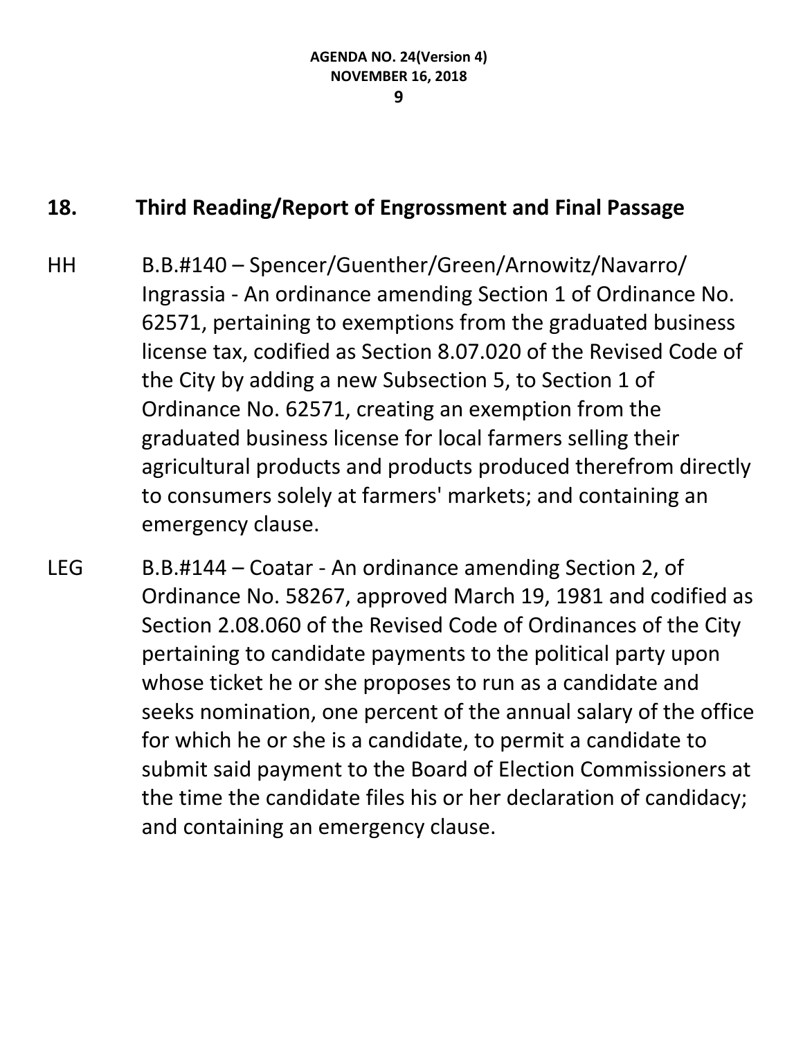## 18. Third Reading/Report of Engrossment and Final Passage

HH B.B.#140 – Spencer/Guenther/Green/Arnowitz/Navarro/ Ingrassia - An ordinance amending Section 1 of Ordinance No. 62571, pertaining to exemptions from the graduated business license tax, codified as Section 8.07.020 of the Revised Code of the City by adding a new Subsection 5, to Section 1 of Ordinance No. 62571, creating an exemption from the graduated business license for local farmers selling their agricultural products and products produced therefrom directly to consumers solely at farmers' markets; and containing an emergency clause.

LEG B.B.#144 – Coatar - An ordinance amending Section 2, of Ordinance No. 58267, approved March 19, 1981 and codified as Section 2.08.060 of the Revised Code of Ordinances of the City pertaining to candidate payments to the political party upon whose ticket he or she proposes to run as a candidate and seeks nomination, one percent of the annual salary of the office for which he or she is a candidate, to permit a candidate to submit said payment to the Board of Election Commissioners at the time the candidate files his or her declaration of candidacy; and containing an emergency clause.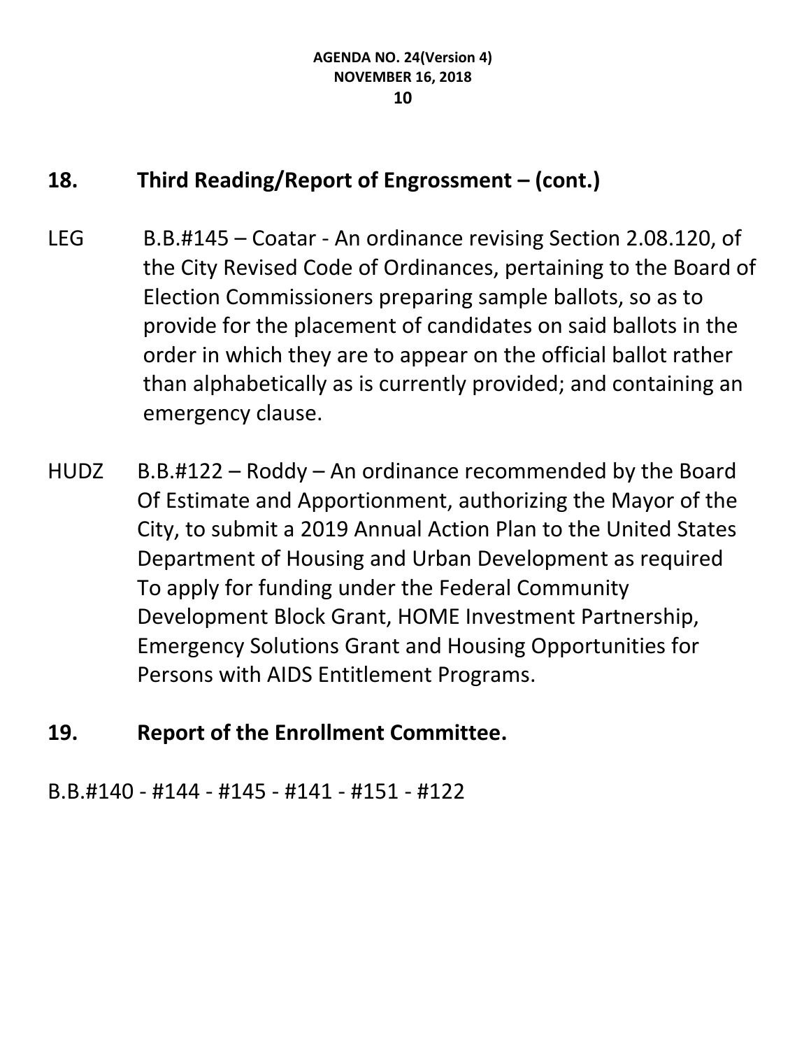## 18. Third Reading/Report of Engrossment – (cont.)

LEG B.B.#145 – Coatar - An ordinance revising Section 2.08.120, of the City Revised Code of Ordinances, pertaining to the Board of Election Commissioners preparing sample ballots, so as to provide for the placement of candidates on said ballots in the order in which they are to appear on the official ballot rather than alphabetically as is currently provided; and containing an emergency clause.

HUDZ B.B.#122 – Roddy – An ordinance recommended by the Board Of Estimate and Apportionment, authorizing the Mayor of the City, to submit a 2019 Annual Action Plan to the United States Department of Housing and Urban Development as required To apply for funding under the Federal Community Development Block Grant, HOME Investment Partnership, Emergency Solutions Grant and Housing Opportunities for Persons with AIDS Entitlement Programs.

## 19. Report of the Enrollment Committee.

B.B.#140 - #144 - #145 - #141 - #151 - #122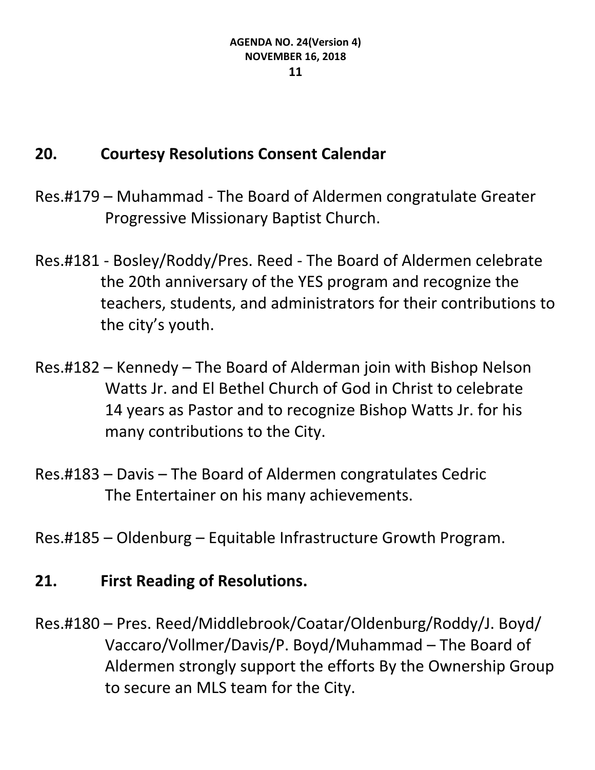## 20. Courtesy Resolutions Consent Calendar

Res.#179 – Muhammad - The Board of Aldermen congratulate Greater Progressive Missionary Baptist Church.

Res.#181 - Bosley/Roddy/Pres. Reed - The Board of Aldermen celebrate the 20th anniversary of the YES program and recognize the teachers, students, and administrators for their contributions to the city's youth.

Res.#182 – Kennedy – The Board of Alderman join with Bishop Nelson Watts Jr. and El Bethel Church of God in Christ to celebrate 14 years as Pastor and to recognize Bishop Watts Jr. for his many contributions to the City.

Res.#183 – Davis – The Board of Aldermen congratulates Cedric The Entertainer on his many achievements.

Res.#185 – Oldenburg – Equitable Infrastructure Growth Program.

## 21. First Reading of Resolutions.

Res.#180 – Pres. Reed/Middlebrook/Coatar/Oldenburg/Roddy/J. Boyd/ Vaccaro/Vollmer/Davis/P. Boyd/Muhammad – The Board of Aldermen strongly support the efforts By the Ownership Group to secure an MLS team for the City.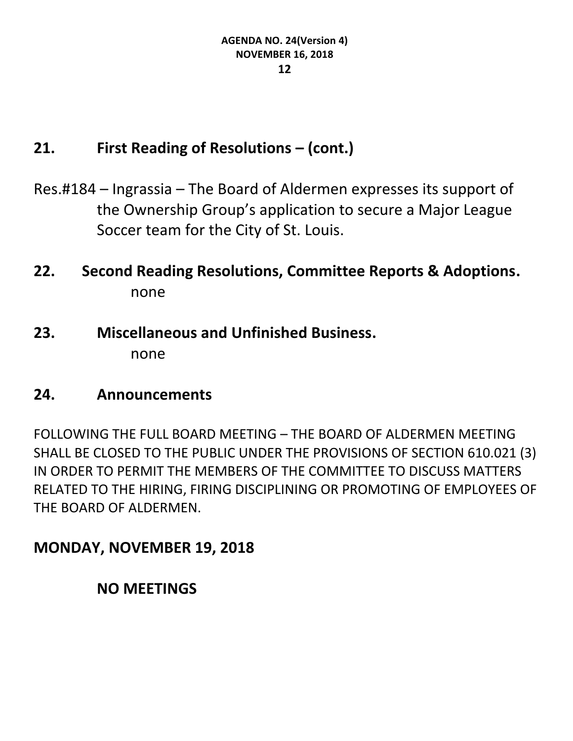## 21. First Reading of Resolutions – (cont.)

Res.#184 – Ingrassia – The Board of Aldermen expresses its support of the Ownership Group's application to secure a Major League Soccer team for the City of St. Louis.

## 22. Second Reading Resolutions, Committee Reports & Adoptions.

none

## 23. Miscellaneous and Unfinished Business.

none

## 24. Announcements

FOLLOWING THE FULL BOARD MEETING – THE BOARD OF ALDERMEN MEETING SHALL BE CLOSED TO THE PUBLIC UNDER THE PROVISIONS OF SECTION 610.021 (3) IN ORDER TO PERMIT THE MEMBERS OF THE COMMITTEE TO DISCUSS MATTERS RELATED TO THE HIRING, FIRING DISCIPLINING OR PROMOTING OF EMPLOYEES OF THE BOARD OF ALDERMEN.

## MONDAY, NOVEMBER 19, 2018

### NO MEETINGS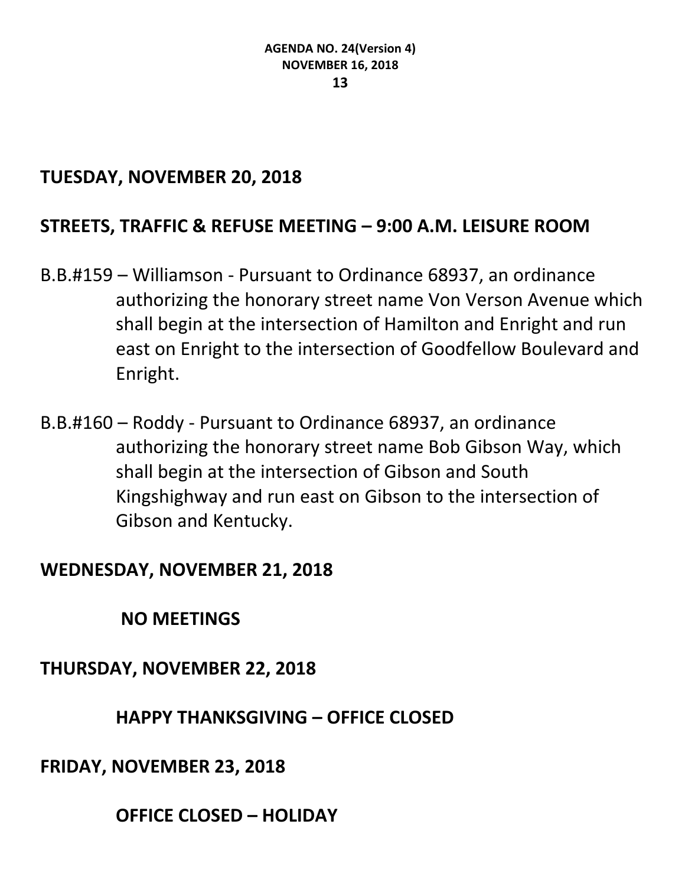## TUESDAY, NOVEMBER 20, 2018

## STREETS, TRAFFIC & REFUSE MEETING – 9:00 A.M. LEISURE ROOM

B.B.#159 – Williamson - Pursuant to Ordinance 68937, an ordinance authorizing the honorary street name Von Verson Avenue which shall begin at the intersection of Hamilton and Enright and run east on Enright to the intersection of Goodfellow Boulevard and Enright.

B.B.#160 – Roddy - Pursuant to Ordinance 68937, an ordinance authorizing the honorary street name Bob Gibson Way, which shall begin at the intersection of Gibson and South Kingshighway and run east on Gibson to the intersection of Gibson and Kentucky.

## WEDNESDAY, NOVEMBER 21, 2018

**NO MEETINGS**

## THURSDAY, NOVEMBER 22, 2018

**HAPPY THANKSGIVING – OFFICE CLOSED**

## FRIDAY, NOVEMBER 23, 2018

**OFFICE CLOSED – HOLIDAY**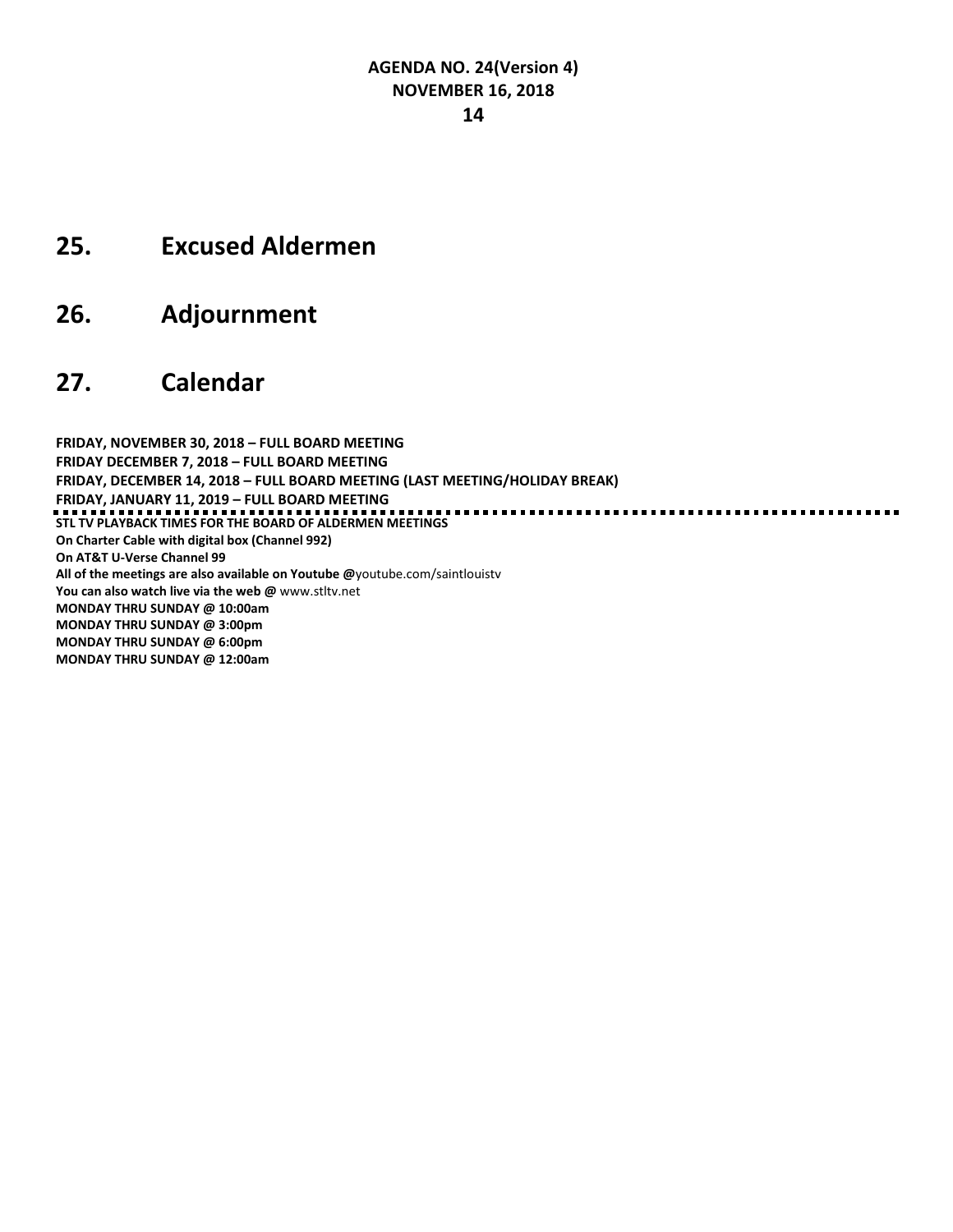## 25. Excused Aldermen

## 26. Adjournment

## 27. Calendar

**FRIDAY, NOVEMBER 30, 2018 – FULL BOARD MEETING**
**FRIDAY DECEMBER 7, 2018 – FULL BOARD MEETING**
**FRIDAY, DECEMBER 14, 2018 – FULL BOARD MEETING (LAST MEETING/HOLIDAY BREAK)**
**FRIDAY, JANUARY 11, 2019 – FULL BOARD MEETING**

---

**STL TV PLAYBACK TIMES FOR THE BOARD OF ALDERMEN MEETINGS**
**On Charter Cable with digital box (Channel 992)**
**On AT&T U-Verse Channel 99**
**All of the meetings are also available on Youtube @**youtube.com/saintlouistv
**You can also watch live via the web @** www.stltv.net
**MONDAY THRU SUNDAY @ 10:00am**
**MONDAY THRU SUNDAY @ 3:00pm**
**MONDAY THRU SUNDAY @ 6:00pm**
**MONDAY THRU SUNDAY @ 12:00am**